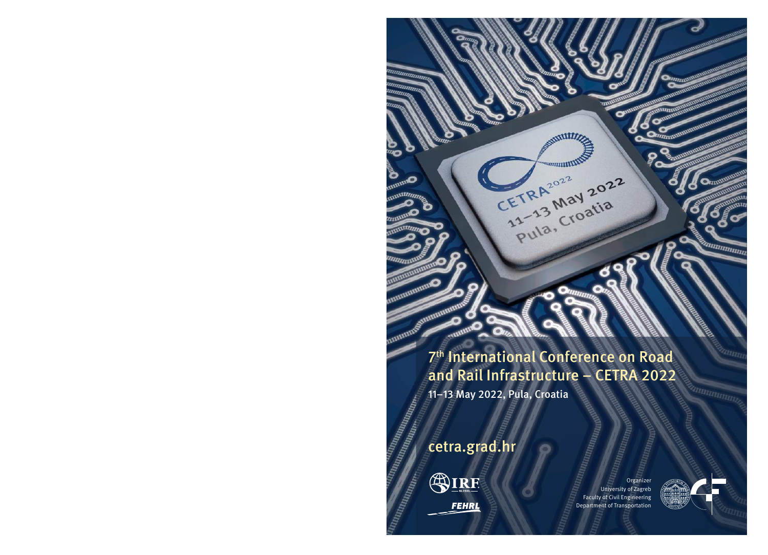CETRA[2022]
11–13 May 2022
Pula, Croatia

# 7th International Conference on Road and Rail Infrastructure – CETRA 2022

11–13 May 2022, Pula, Croatia

cetra.grad.hr

IRF GLOBAL

FEHRL

Organizer
University of Zagreb
Faculty of Civil Engineering
Department of Transportation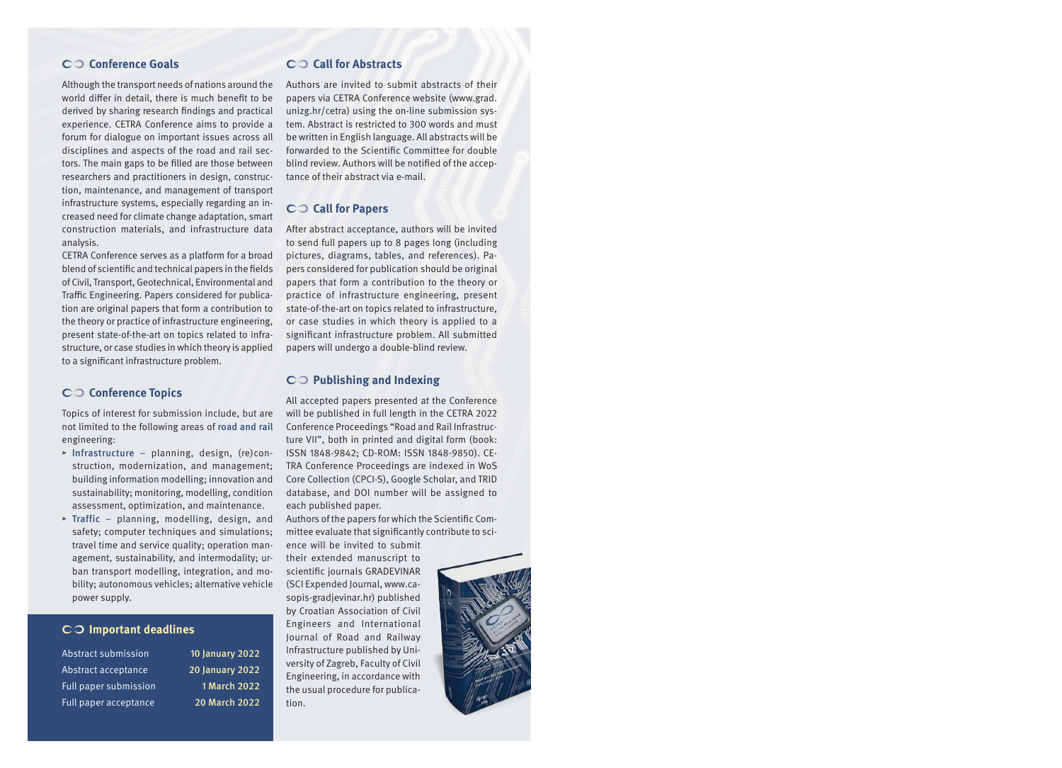## Conference Goals

Although the transport needs of nations around the world differ in detail, there is much benefit to be derived by sharing research findings and practical experience. CETRA Conference aims to provide a forum for dialogue on important issues across all disciplines and aspects of the road and rail sectors. The main gaps to be filled are those between researchers and practitioners in design, construction, maintenance, and management of transport infrastructure systems, especially regarding an increased need for climate change adaptation, smart construction materials, and infrastructure data analysis.

CETRA Conference serves as a platform for a broad blend of scientific and technical papers in the fields of Civil, Transport, Geotechnical, Environmental and Traffic Engineering. Papers considered for publication are original papers that form a contribution to the theory or practice of infrastructure engineering, present state-of-the-art on topics related to infrastructure, or case studies in which theory is applied to a significant infrastructure problem.

## Conference Topics

Topics of interest for submission include, but are not limited to the following areas of road and rail engineering:

- Infrastructure – planning, design, (re)construction, modernization, and management; building information modelling; innovation and sustainability; monitoring, modelling, condition assessment, optimization, and maintenance.
- Traffic – planning, modelling, design, and safety; computer techniques and simulations; travel time and service quality; operation management, sustainability, and intermodality; urban transport modelling, integration, and mobility; autonomous vehicles; alternative vehicle power supply.

## Important deadlines

| Deadline | Date |
|---|---|
| Abstract submission | 10 January 2022 |
| Abstract acceptance | 20 January 2022 |
| Full paper submission | 1 March 2022 |
| Full paper acceptance | 20 March 2022 |

## Call for Abstracts

Authors are invited to submit abstracts of their papers via CETRA Conference website (www.grad.unizg.hr/cetra) using the on-line submission system. Abstract is restricted to 300 words and must be written in English language. All abstracts will be forwarded to the Scientific Committee for double blind review. Authors will be notified of the acceptance of their abstract via e-mail.

## Call for Papers

After abstract acceptance, authors will be invited to send full papers up to 8 pages long (including pictures, diagrams, tables, and references). Papers considered for publication should be original papers that form a contribution to the theory or practice of infrastructure engineering, present state-of-the-art on topics related to infrastructure, or case studies in which theory is applied to a significant infrastructure problem. All submitted papers will undergo a double-blind review.

## Publishing and Indexing

All accepted papers presented at the Conference will be published in full length in the CETRA 2022 Conference Proceedings "Road and Rail Infrastructure VII", both in printed and digital form (book: ISSN 1848-9842; CD-ROM: ISSN 1848-9850). CETRA Conference Proceedings are indexed in WoS Core Collection (CPCI-S), Google Scholar, and TRID database, and DOI number will be assigned to each published paper.

Authors of the papers for which the Scientific Committee evaluate that significantly contribute to science will be invited to submit their extended manuscript to scientific journals GRADEVINAR (SCI Expended Journal, www.casopis-gradjevinar.hr) published by Croatian Association of Civil Engineers and International Journal of Road and Railway Infrastructure published by University of Zagreb, Faculty of Civil Engineering, in accordance with the usual procedure for publication.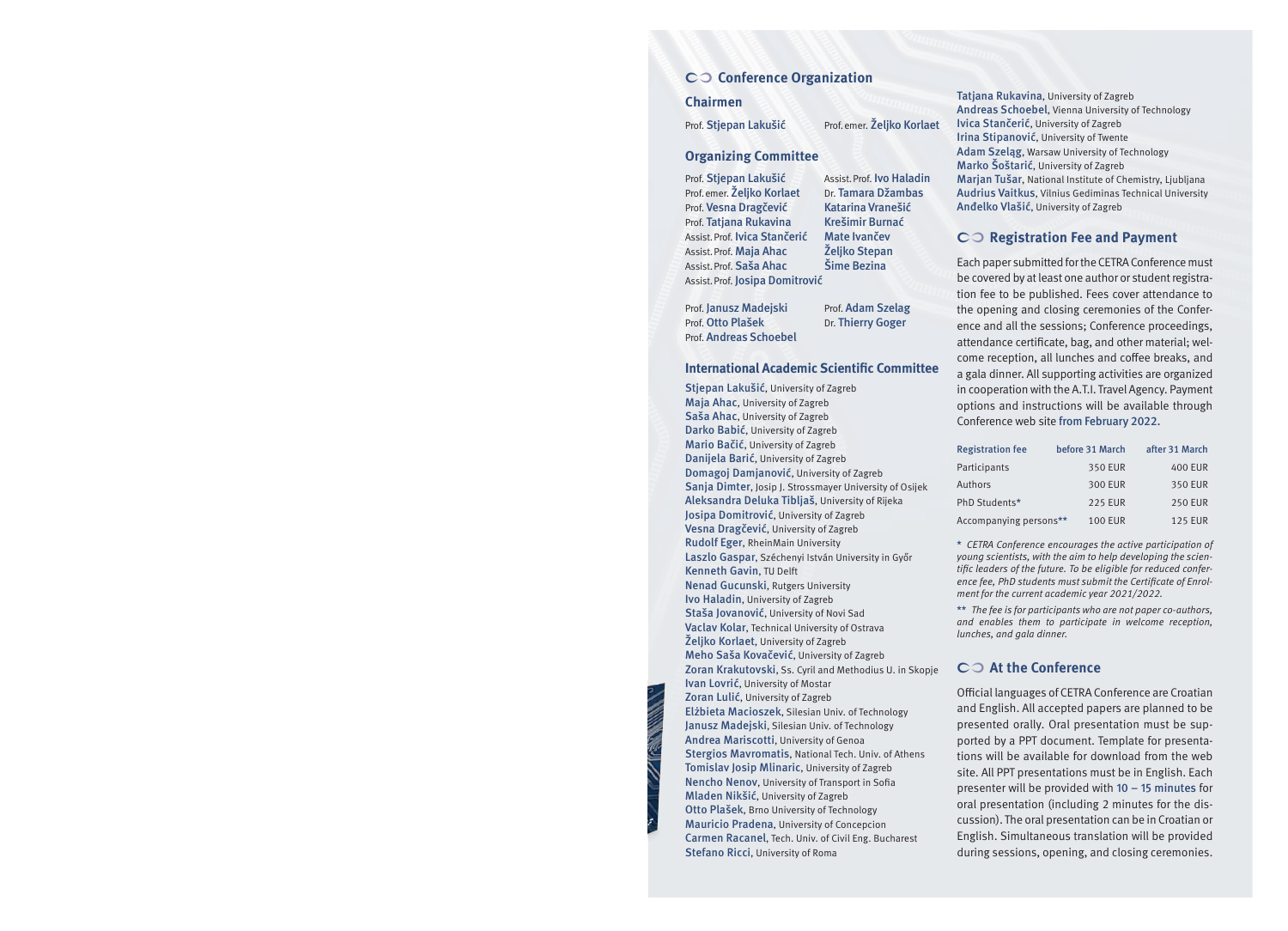## Conference Organization

### Chairmen

Prof. **Stjepan Lakušić**
Prof. emer. **Željko Korlaet**

### Organizing Committee

Prof. **Stjepan Lakušić**
Prof. emer. **Željko Korlaet**
Prof. **Vesna Dragčević**
Prof. **Tatjana Rukavina**
Assist. Prof. **Ivica Stančerić**
Assist. Prof. **Maja Ahac**
Assist. Prof. **Saša Ahac**
Assist. Prof. **Josipa Domitrović**
Assist. Prof. **Ivo Haladin**
Dr. **Tamara Džambas**
**Katarina Vranešić**
**Krešimir Burnać**
**Mate Ivančev**
**Željko Stepan**
**Šime Bezina**

Prof. **Janusz Madejski**
Prof. **Otto Plašek**
Prof. **Andreas Schoebel**
Prof. **Adam Szelag**
Dr. **Thierry Goger**

### International Academic Scientific Committee

**Stjepan Lakušić**, University of Zagreb
**Maja Ahac**, University of Zagreb
**Saša Ahac**, University of Zagreb
**Darko Babić**, University of Zagreb
**Mario Bačić**, University of Zagreb
**Danijela Barić**, University of Zagreb
**Domagoj Damjanović**, University of Zagreb
**Sanja Dimter**, Josip J. Strossmayer University of Osijek
**Aleksandra Deluka Tibljaš**, University of Rijeka
**Josipa Domitrović**, University of Zagreb
**Vesna Dragčević**, University of Zagreb
**Rudolf Eger**, RheinMain University
**Laszlo Gaspar**, Széchenyi István University in Győr
**Kenneth Gavin**, TU Delft
**Nenad Gucunski**, Rutgers University
**Ivo Haladin**, University of Zagreb
**Staša Jovanović**, University of Novi Sad
**Vaclav Kolar**, Technical University of Ostrava
**Željko Korlaet**, University of Zagreb
**Meho Saša Kovačević**, University of Zagreb
**Zoran Krakutovski**, Ss. Cyril and Methodius U. in Skopje
**Ivan Lovrić**, University of Mostar
**Zoran Lulić**, University of Zagreb
**Elżbieta Macioszek**, Silesian Univ. of Technology
**Janusz Madejski**, Silesian Univ. of Technology
**Andrea Mariscotti**, University of Genoa
**Stergios Mavromatis**, National Tech. Univ. of Athens
**Tomislav Josip Mlinaric**, University of Zagreb
**Nencho Nenov**, University of Transport in Sofia
**Mladen Nikšić**, University of Zagreb
**Otto Plašek**, Brno University of Technology
**Mauricio Pradena**, University of Concepcion
**Carmen Racanel**, Tech. Univ. of Civil Eng. Bucharest
**Stefano Ricci**, University of Roma
**Tatjana Rukavina**, University of Zagreb
**Andreas Schoebel**, Vienna University of Technology
**Ivica Stančerić**, University of Zagreb
**Irina Stipanović**, University of Twente
**Adam Szeląg**, Warsaw University of Technology
**Marko Šoštarić**, University of Zagreb
**Marjan Tušar**, National Institute of Chemistry, Ljubljana
**Audrius Vaitkus**, Vilnius Gediminas Technical University
**Anđelko Vlašić**, University of Zagreb

## Registration Fee and Payment

Each paper submitted for the CETRA Conference must be covered by at least one author or student registration fee to be published. Fees cover attendance to the opening and closing ceremonies of the Conference and all the sessions; Conference proceedings, attendance certificate, bag, and other material; welcome reception, all lunches and coffee breaks, and a gala dinner. All supporting activities are organized in cooperation with the A.T.I. Travel Agency. Payment options and instructions will be available through Conference web site from February 2022.

| Registration fee | before 31 March | after 31 March |
|---|---|---|
| Participants | 350 EUR | 400 EUR |
| Authors | 300 EUR | 350 EUR |
| PhD Students* | 225 EUR | 250 EUR |
| Accompanying persons** | 100 EUR | 125 EUR |

\* *CETRA Conference encourages the active participation of young scientists, with the aim to help developing the scientific leaders of the future. To be eligible for reduced conference fee, PhD students must submit the Certificate of Enrolment for the current academic year 2021/2022.*

\*\* *The fee is for participants who are not paper co-authors, and enables them to participate in welcome reception, lunches, and gala dinner.*

## At the Conference

Official languages of CETRA Conference are Croatian and English. All accepted papers are planned to be presented orally. Oral presentation must be supported by a PPT document. Template for presentations will be available for download from the web site. All PPT presentations must be in English. Each presenter will be provided with 10 – 15 minutes for oral presentation (including 2 minutes for the discussion). The oral presentation can be in Croatian or English. Simultaneous translation will be provided during sessions, opening, and closing ceremonies.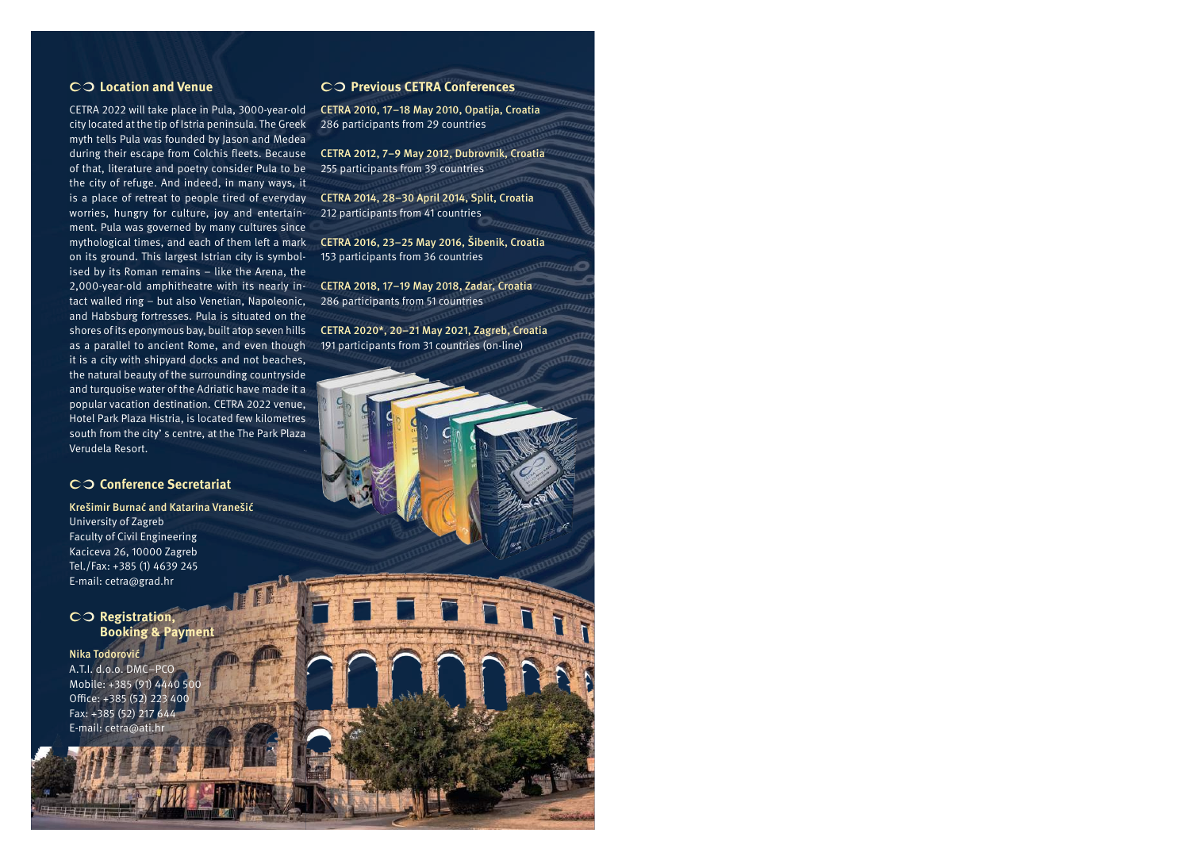## Location and Venue

CETRA 2022 will take place in Pula, 3000-year-old city located at the tip of Istria peninsula. The Greek myth tells Pula was founded by Jason and Medea during their escape from Colchis fleets. Because of that, literature and poetry consider Pula to be the city of refuge. And indeed, in many ways, it is a place of retreat to people tired of everyday worries, hungry for culture, joy and entertainment. Pula was governed by many cultures since mythological times, and each of them left a mark on its ground. This largest Istrian city is symbolised by its Roman remains – like the Arena, the 2,000-year-old amphitheatre with its nearly intact walled ring – but also Venetian, Napoleonic, and Habsburg fortresses. Pula is situated on the shores of its eponymous bay, built atop seven hills as a parallel to ancient Rome, and even though it is a city with shipyard docks and not beaches, the natural beauty of the surrounding countryside and turquoise water of the Adriatic have made it a popular vacation destination. CETRA 2022 venue, Hotel Park Plaza Histria, is located few kilometres south from the city' s centre, at the The Park Plaza Verudela Resort.

## Conference Secretariat

**Krešimir Burnać and Katarina Vranešić**
University of Zagreb
Faculty of Civil Engineering
Kaciceva 26, 10000 Zagreb
Tel./Fax: +385 (1) 4639 245
E-mail: cetra@grad.hr

## Registration, Booking & Payment

**Nika Todorović**
A.T.I. d.o.o. DMC–PCO
Mobile: +385 (91) 4440 500
Office: +385 (52) 223 400
Fax: +385 (52) 217 644
E-mail: cetra@ati.hr

## Previous CETRA Conferences

**CETRA 2010, 17–18 May 2010, Opatija, Croatia**
286 participants from 29 countries

**CETRA 2012, 7–9 May 2012, Dubrovnik, Croatia**
255 participants from 39 countries

**CETRA 2014, 28–30 April 2014, Split, Croatia**
212 participants from 41 countries

**CETRA 2016, 23–25 May 2016, Šibenik, Croatia**
153 participants from 36 countries

**CETRA 2018, 17–19 May 2018, Zadar, Croatia**
286 participants from 51 countries

**CETRA 2020\*, 20–21 May 2021, Zagreb, Croatia**
191 participants from 31 countries (on-line)